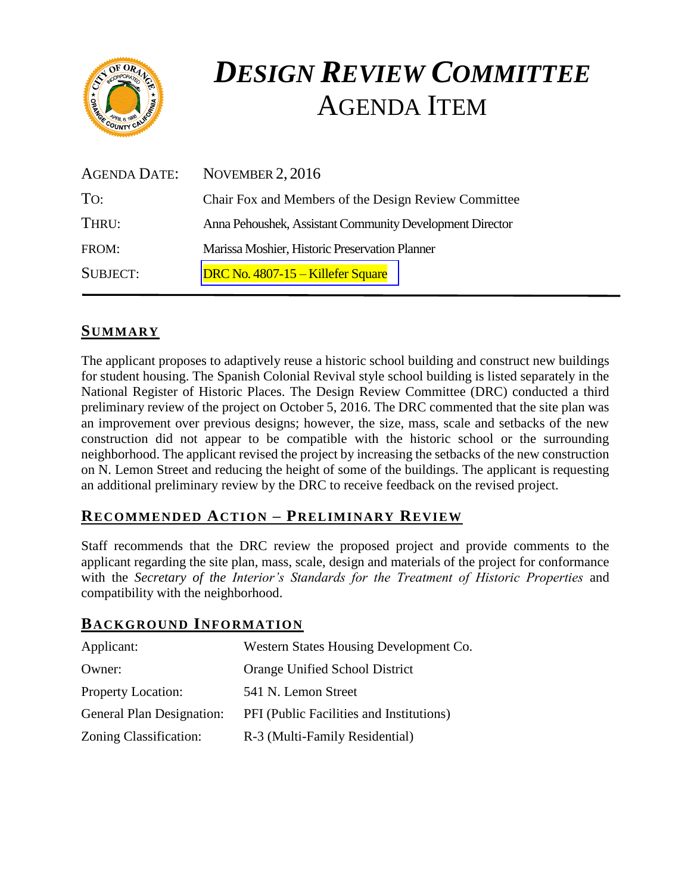# *DESIGN REVIEW COMMITTEE* AGENDA ITEM

| | |
|---|---|
| AGENDA DATE: | NOVEMBER 2, 2016 |
| TO: | Chair Fox and Members of the Design Review Committee |
| THRU: | Anna Pehoushek, Assistant Community Development Director |
| FROM: | Marissa Moshier, Historic Preservation Planner |
| SUBJECT: | DRC No. 4807-15 – Killefer Square |

## SUMMARY

The applicant proposes to adaptively reuse a historic school building and construct new buildings for student housing. The Spanish Colonial Revival style school building is listed separately in the National Register of Historic Places. The Design Review Committee (DRC) conducted a third preliminary review of the project on October 5, 2016. The DRC commented that the site plan was an improvement over previous designs; however, the size, mass, scale and setbacks of the new construction did not appear to be compatible with the historic school or the surrounding neighborhood. The applicant revised the project by increasing the setbacks of the new construction on N. Lemon Street and reducing the height of some of the buildings. The applicant is requesting an additional preliminary review by the DRC to receive feedback on the revised project.

## RECOMMENDED ACTION – PRELIMINARY REVIEW

Staff recommends that the DRC review the proposed project and provide comments to the applicant regarding the site plan, mass, scale, design and materials of the project for conformance with the *Secretary of the Interior's Standards for the Treatment of Historic Properties* and compatibility with the neighborhood.

## BACKGROUND INFORMATION

| | |
|---|---|
| Applicant: | Western States Housing Development Co. |
| Owner: | Orange Unified School District |
| Property Location: | 541 N. Lemon Street |
| General Plan Designation: | PFI (Public Facilities and Institutions) |
| Zoning Classification: | R-3 (Multi-Family Residential) |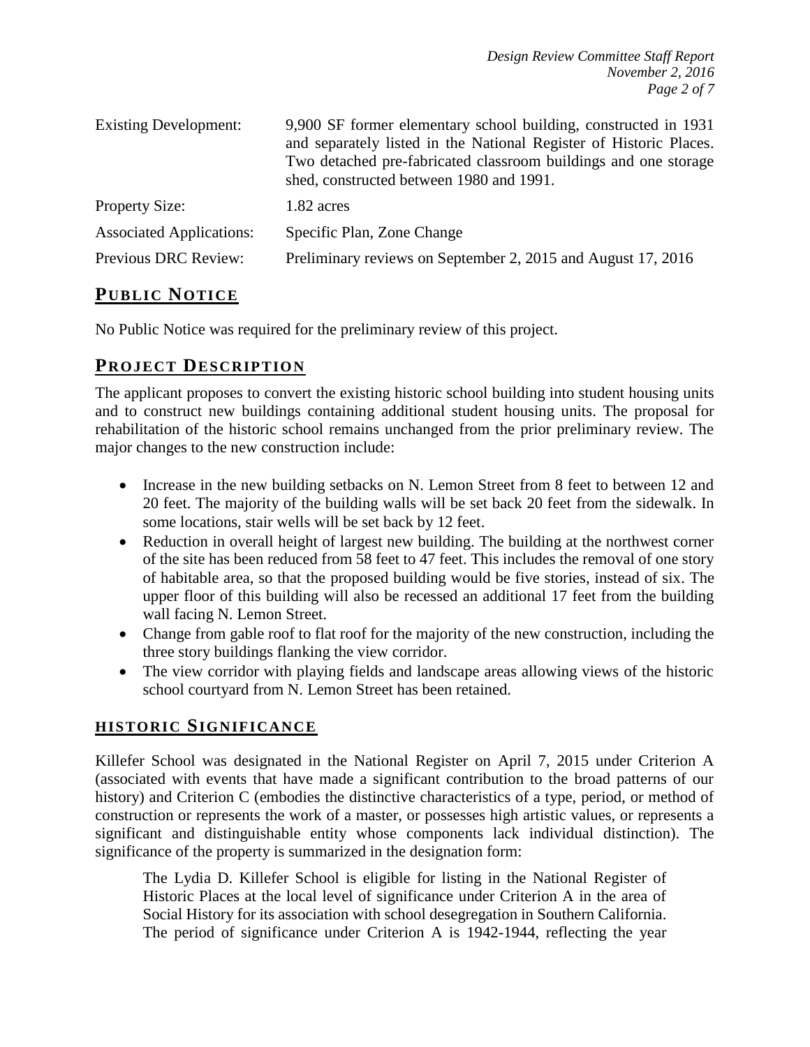| | |
|---|---|
| Existing Development: | 9,900 SF former elementary school building, constructed in 1931 and separately listed in the National Register of Historic Places. Two detached pre-fabricated classroom buildings and one storage shed, constructed between 1980 and 1991. |
| Property Size: | 1.82 acres |
| Associated Applications: | Specific Plan, Zone Change |
| Previous DRC Review: | Preliminary reviews on September 2, 2015 and August 17, 2016 |

## PUBLIC NOTICE

No Public Notice was required for the preliminary review of this project.

## PROJECT DESCRIPTION

The applicant proposes to convert the existing historic school building into student housing units and to construct new buildings containing additional student housing units. The proposal for rehabilitation of the historic school remains unchanged from the prior preliminary review. The major changes to the new construction include:

- Increase in the new building setbacks on N. Lemon Street from 8 feet to between 12 and 20 feet. The majority of the building walls will be set back 20 feet from the sidewalk. In some locations, stair wells will be set back by 12 feet.
- Reduction in overall height of largest new building. The building at the northwest corner of the site has been reduced from 58 feet to 47 feet. This includes the removal of one story of habitable area, so that the proposed building would be five stories, instead of six. The upper floor of this building will also be recessed an additional 17 feet from the building wall facing N. Lemon Street.
- Change from gable roof to flat roof for the majority of the new construction, including the three story buildings flanking the view corridor.
- The view corridor with playing fields and landscape areas allowing views of the historic school courtyard from N. Lemon Street has been retained.

## HISTORIC SIGNIFICANCE

Killefer School was designated in the National Register on April 7, 2015 under Criterion A (associated with events that have made a significant contribution to the broad patterns of our history) and Criterion C (embodies the distinctive characteristics of a type, period, or method of construction or represents the work of a master, or possesses high artistic values, or represents a significant and distinguishable entity whose components lack individual distinction). The significance of the property is summarized in the designation form:

> The Lydia D. Killefer School is eligible for listing in the National Register of Historic Places at the local level of significance under Criterion A in the area of Social History for its association with school desegregation in Southern California. The period of significance under Criterion A is 1942-1944, reflecting the year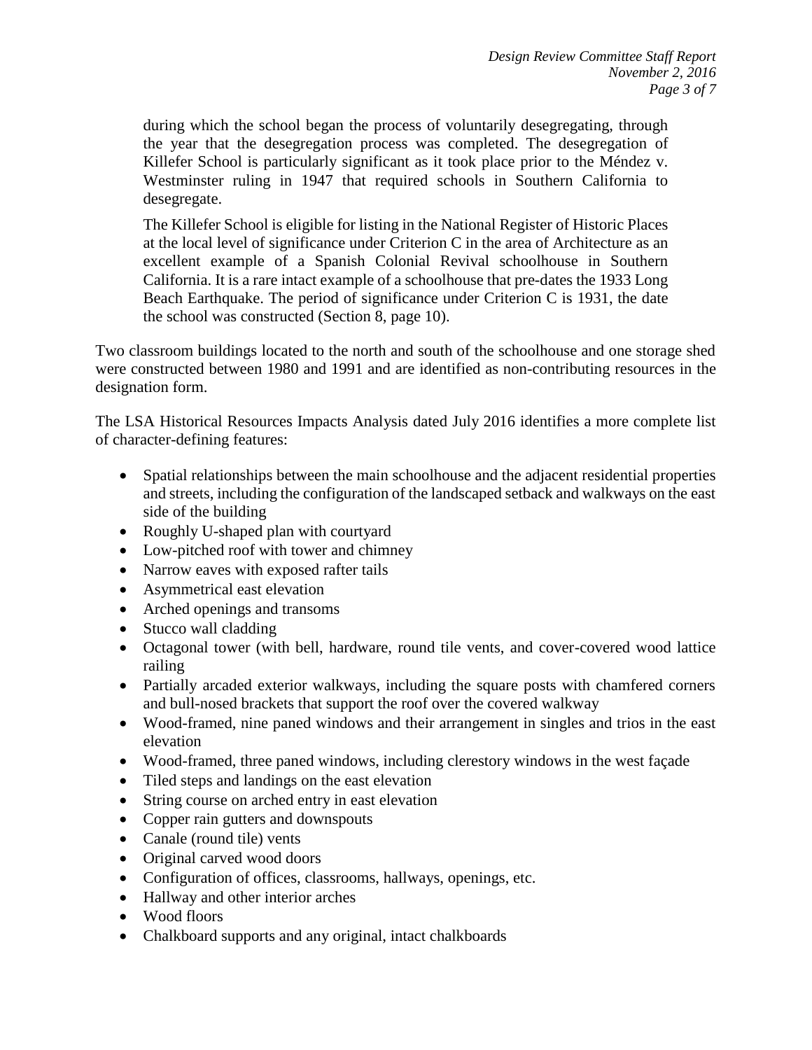> during which the school began the process of voluntarily desegregating, through the year that the desegregation process was completed. The desegregation of Killefer School is particularly significant as it took place prior to the Méndez v. Westminster ruling in 1947 that required schools in Southern California to desegregate.
>
> The Killefer School is eligible for listing in the National Register of Historic Places at the local level of significance under Criterion C in the area of Architecture as an excellent example of a Spanish Colonial Revival schoolhouse in Southern California. It is a rare intact example of a schoolhouse that pre-dates the 1933 Long Beach Earthquake. The period of significance under Criterion C is 1931, the date the school was constructed (Section 8, page 10).

Two classroom buildings located to the north and south of the schoolhouse and one storage shed were constructed between 1980 and 1991 and are identified as non-contributing resources in the designation form.

The LSA Historical Resources Impacts Analysis dated July 2016 identifies a more complete list of character-defining features:

- Spatial relationships between the main schoolhouse and the adjacent residential properties and streets, including the configuration of the landscaped setback and walkways on the east side of the building
- Roughly U-shaped plan with courtyard
- Low-pitched roof with tower and chimney
- Narrow eaves with exposed rafter tails
- Asymmetrical east elevation
- Arched openings and transoms
- Stucco wall cladding
- Octagonal tower (with bell, hardware, round tile vents, and cover-covered wood lattice railing
- Partially arcaded exterior walkways, including the square posts with chamfered corners and bull-nosed brackets that support the roof over the covered walkway
- Wood-framed, nine paned windows and their arrangement in singles and trios in the east elevation
- Wood-framed, three paned windows, including clerestory windows in the west façade
- Tiled steps and landings on the east elevation
- String course on arched entry in east elevation
- Copper rain gutters and downspouts
- Canale (round tile) vents
- Original carved wood doors
- Configuration of offices, classrooms, hallways, openings, etc.
- Hallway and other interior arches
- Wood floors
- Chalkboard supports and any original, intact chalkboards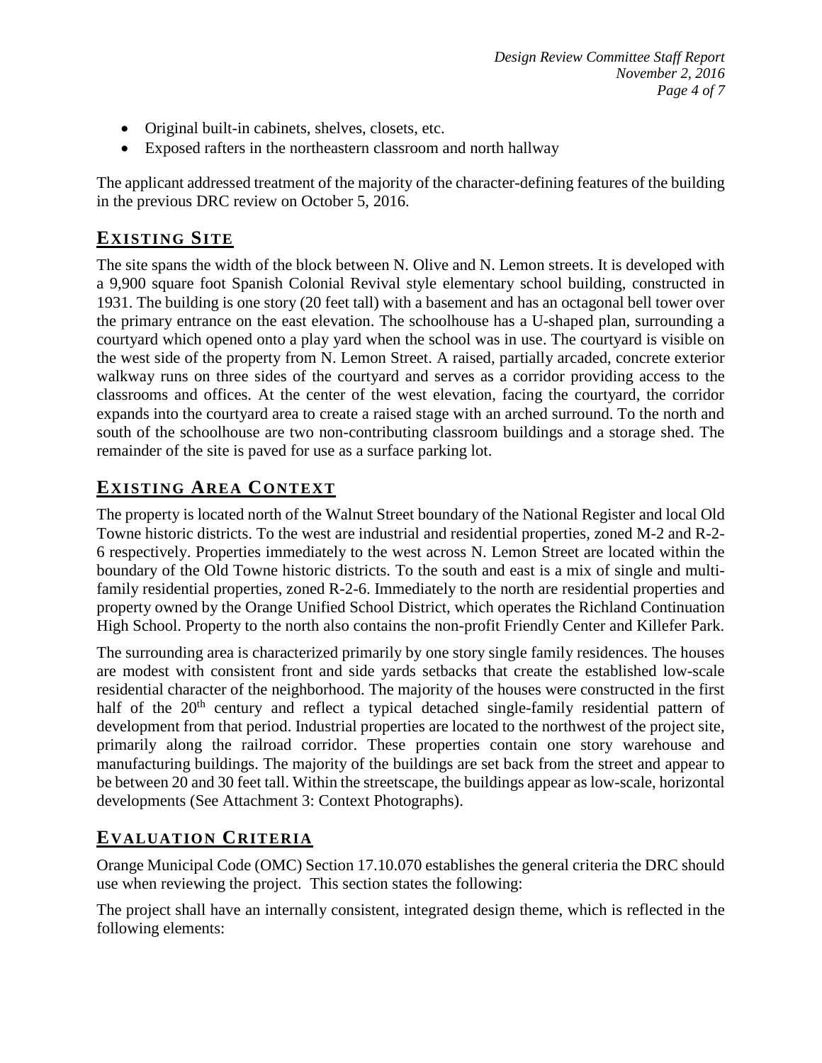- Original built-in cabinets, shelves, closets, etc.
- Exposed rafters in the northeastern classroom and north hallway

The applicant addressed treatment of the majority of the character-defining features of the building in the previous DRC review on October 5, 2016.

## EXISTING SITE

The site spans the width of the block between N. Olive and N. Lemon streets. It is developed with a 9,900 square foot Spanish Colonial Revival style elementary school building, constructed in 1931. The building is one story (20 feet tall) with a basement and has an octagonal bell tower over the primary entrance on the east elevation. The schoolhouse has a U-shaped plan, surrounding a courtyard which opened onto a play yard when the school was in use. The courtyard is visible on the west side of the property from N. Lemon Street. A raised, partially arcaded, concrete exterior walkway runs on three sides of the courtyard and serves as a corridor providing access to the classrooms and offices. At the center of the west elevation, facing the courtyard, the corridor expands into the courtyard area to create a raised stage with an arched surround. To the north and south of the schoolhouse are two non-contributing classroom buildings and a storage shed. The remainder of the site is paved for use as a surface parking lot.

## EXISTING AREA CONTEXT

The property is located north of the Walnut Street boundary of the National Register and local Old Towne historic districts. To the west are industrial and residential properties, zoned M-2 and R-2-6 respectively. Properties immediately to the west across N. Lemon Street are located within the boundary of the Old Towne historic districts. To the south and east is a mix of single and multi-family residential properties, zoned R-2-6. Immediately to the north are residential properties and property owned by the Orange Unified School District, which operates the Richland Continuation High School. Property to the north also contains the non-profit Friendly Center and Killefer Park.

The surrounding area is characterized primarily by one story single family residences. The houses are modest with consistent front and side yards setbacks that create the established low-scale residential character of the neighborhood. The majority of the houses were constructed in the first half of the 20th century and reflect a typical detached single-family residential pattern of development from that period. Industrial properties are located to the northwest of the project site, primarily along the railroad corridor. These properties contain one story warehouse and manufacturing buildings. The majority of the buildings are set back from the street and appear to be between 20 and 30 feet tall. Within the streetscape, the buildings appear as low-scale, horizontal developments (See Attachment 3: Context Photographs).

## EVALUATION CRITERIA

Orange Municipal Code (OMC) Section 17.10.070 establishes the general criteria the DRC should use when reviewing the project. This section states the following:

The project shall have an internally consistent, integrated design theme, which is reflected in the following elements: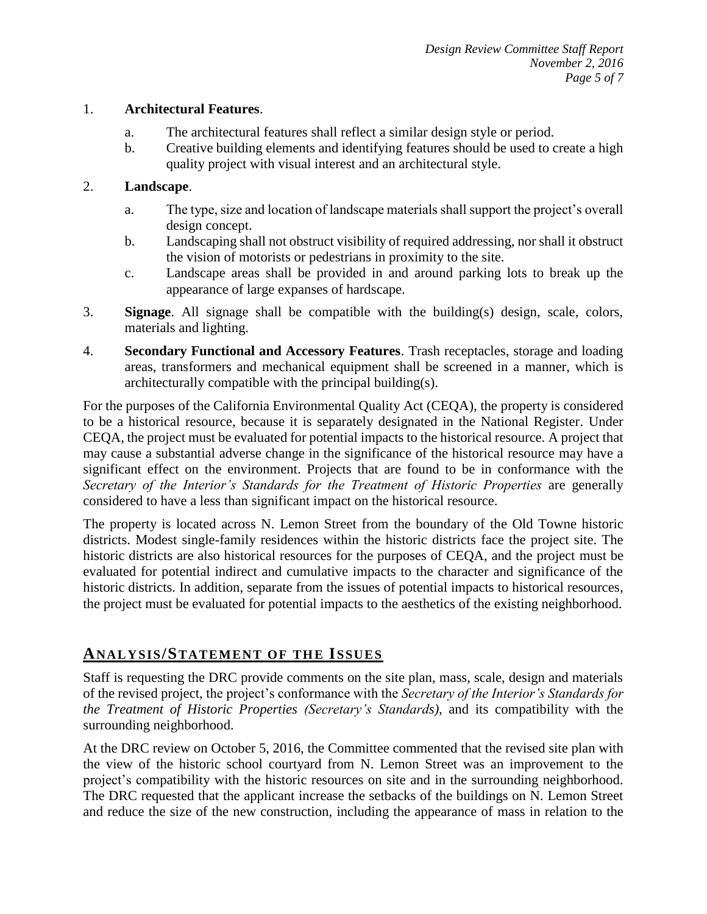1. **Architectural Features**.

   a. The architectural features shall reflect a similar design style or period.

   b. Creative building elements and identifying features should be used to create a high quality project with visual interest and an architectural style.

2. **Landscape**.

   a. The type, size and location of landscape materials shall support the project's overall design concept.

   b. Landscaping shall not obstruct visibility of required addressing, nor shall it obstruct the vision of motorists or pedestrians in proximity to the site.

   c. Landscape areas shall be provided in and around parking lots to break up the appearance of large expanses of hardscape.

3. **Signage**. All signage shall be compatible with the building(s) design, scale, colors, materials and lighting.

4. **Secondary Functional and Accessory Features**. Trash receptacles, storage and loading areas, transformers and mechanical equipment shall be screened in a manner, which is architecturally compatible with the principal building(s).

For the purposes of the California Environmental Quality Act (CEQA), the property is considered to be a historical resource, because it is separately designated in the National Register. Under CEQA, the project must be evaluated for potential impacts to the historical resource. A project that may cause a substantial adverse change in the significance of the historical resource may have a significant effect on the environment. Projects that are found to be in conformance with the *Secretary of the Interior's Standards for the Treatment of Historic Properties* are generally considered to have a less than significant impact on the historical resource.

The property is located across N. Lemon Street from the boundary of the Old Towne historic districts. Modest single-family residences within the historic districts face the project site. The historic districts are also historical resources for the purposes of CEQA, and the project must be evaluated for potential indirect and cumulative impacts to the character and significance of the historic districts. In addition, separate from the issues of potential impacts to historical resources, the project must be evaluated for potential impacts to the aesthetics of the existing neighborhood.

## ANALYSIS/STATEMENT OF THE ISSUES

Staff is requesting the DRC provide comments on the site plan, mass, scale, design and materials of the revised project, the project's conformance with the *Secretary of the Interior's Standards for the Treatment of Historic Properties (Secretary's Standards)*, and its compatibility with the surrounding neighborhood.

At the DRC review on October 5, 2016, the Committee commented that the revised site plan with the view of the historic school courtyard from N. Lemon Street was an improvement to the project's compatibility with the historic resources on site and in the surrounding neighborhood. The DRC requested that the applicant increase the setbacks of the buildings on N. Lemon Street and reduce the size of the new construction, including the appearance of mass in relation to the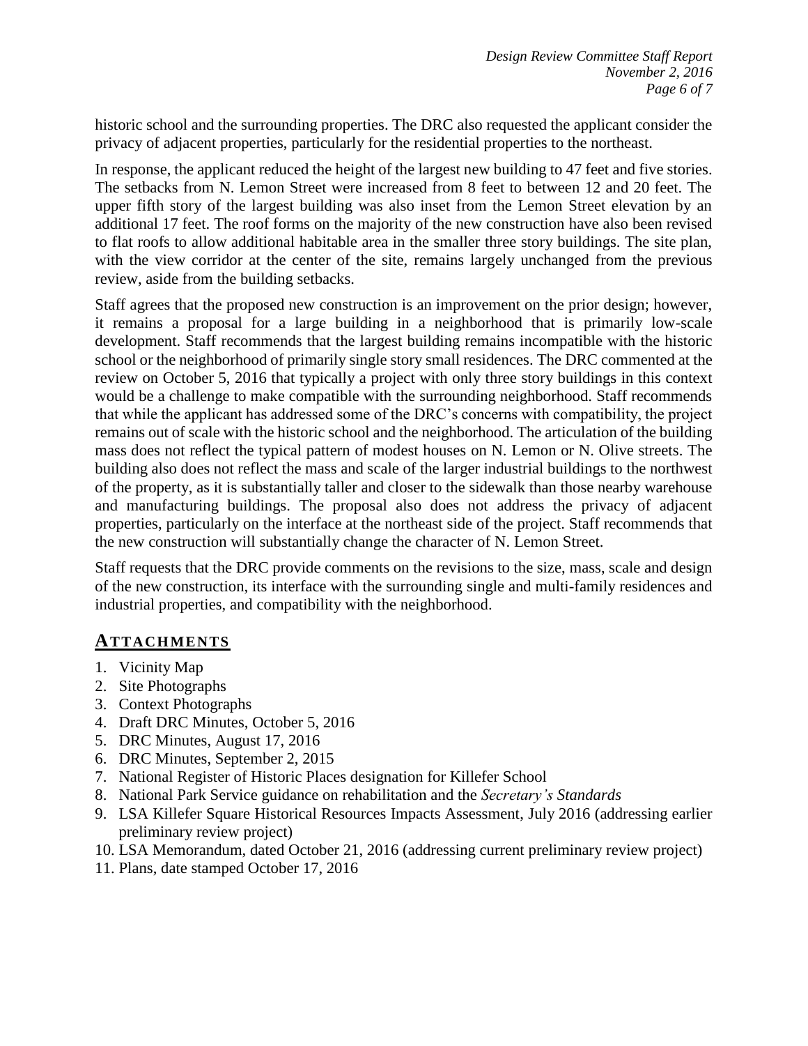historic school and the surrounding properties. The DRC also requested the applicant consider the privacy of adjacent properties, particularly for the residential properties to the northeast.

In response, the applicant reduced the height of the largest new building to 47 feet and five stories. The setbacks from N. Lemon Street were increased from 8 feet to between 12 and 20 feet. The upper fifth story of the largest building was also inset from the Lemon Street elevation by an additional 17 feet. The roof forms on the majority of the new construction have also been revised to flat roofs to allow additional habitable area in the smaller three story buildings. The site plan, with the view corridor at the center of the site, remains largely unchanged from the previous review, aside from the building setbacks.

Staff agrees that the proposed new construction is an improvement on the prior design; however, it remains a proposal for a large building in a neighborhood that is primarily low-scale development. Staff recommends that the largest building remains incompatible with the historic school or the neighborhood of primarily single story small residences. The DRC commented at the review on October 5, 2016 that typically a project with only three story buildings in this context would be a challenge to make compatible with the surrounding neighborhood. Staff recommends that while the applicant has addressed some of the DRC's concerns with compatibility, the project remains out of scale with the historic school and the neighborhood. The articulation of the building mass does not reflect the typical pattern of modest houses on N. Lemon or N. Olive streets. The building also does not reflect the mass and scale of the larger industrial buildings to the northwest of the property, as it is substantially taller and closer to the sidewalk than those nearby warehouse and manufacturing buildings. The proposal also does not address the privacy of adjacent properties, particularly on the interface at the northeast side of the project. Staff recommends that the new construction will substantially change the character of N. Lemon Street.

Staff requests that the DRC provide comments on the revisions to the size, mass, scale and design of the new construction, its interface with the surrounding single and multi-family residences and industrial properties, and compatibility with the neighborhood.

## ATTACHMENTS

1. Vicinity Map
2. Site Photographs
3. Context Photographs
4. Draft DRC Minutes, October 5, 2016
5. DRC Minutes, August 17, 2016
6. DRC Minutes, September 2, 2015
7. National Register of Historic Places designation for Killefer School
8. National Park Service guidance on rehabilitation and the *Secretary's Standards*
9. LSA Killefer Square Historical Resources Impacts Assessment, July 2016 (addressing earlier preliminary review project)
10. LSA Memorandum, dated October 21, 2016 (addressing current preliminary review project)
11. Plans, date stamped October 17, 2016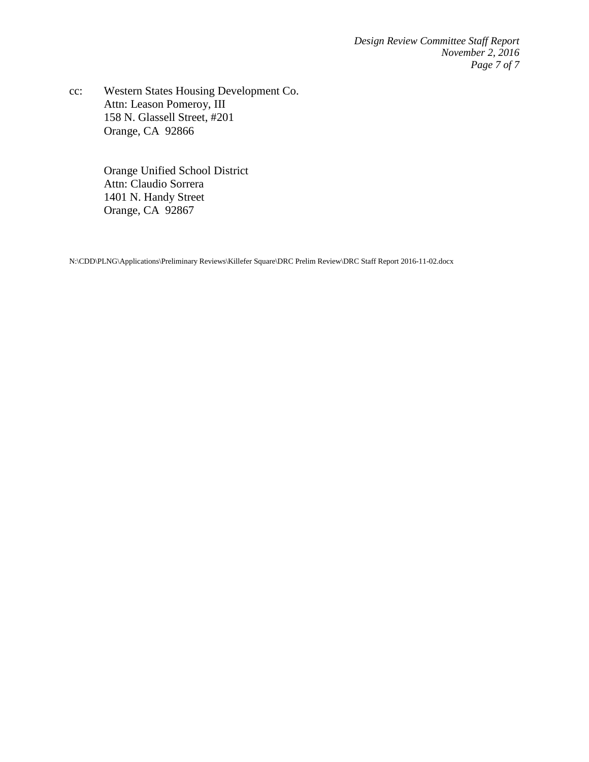cc: Western States Housing Development Co.
Attn: Leason Pomeroy, III
158 N. Glassell Street, #201
Orange, CA 92866

Orange Unified School District
Attn: Claudio Sorrera
1401 N. Handy Street
Orange, CA 92867

N:\CDD\PLNG\Applications\Preliminary Reviews\Killefer Square\DRC Prelim Review\DRC Staff Report 2016-11-02.docx